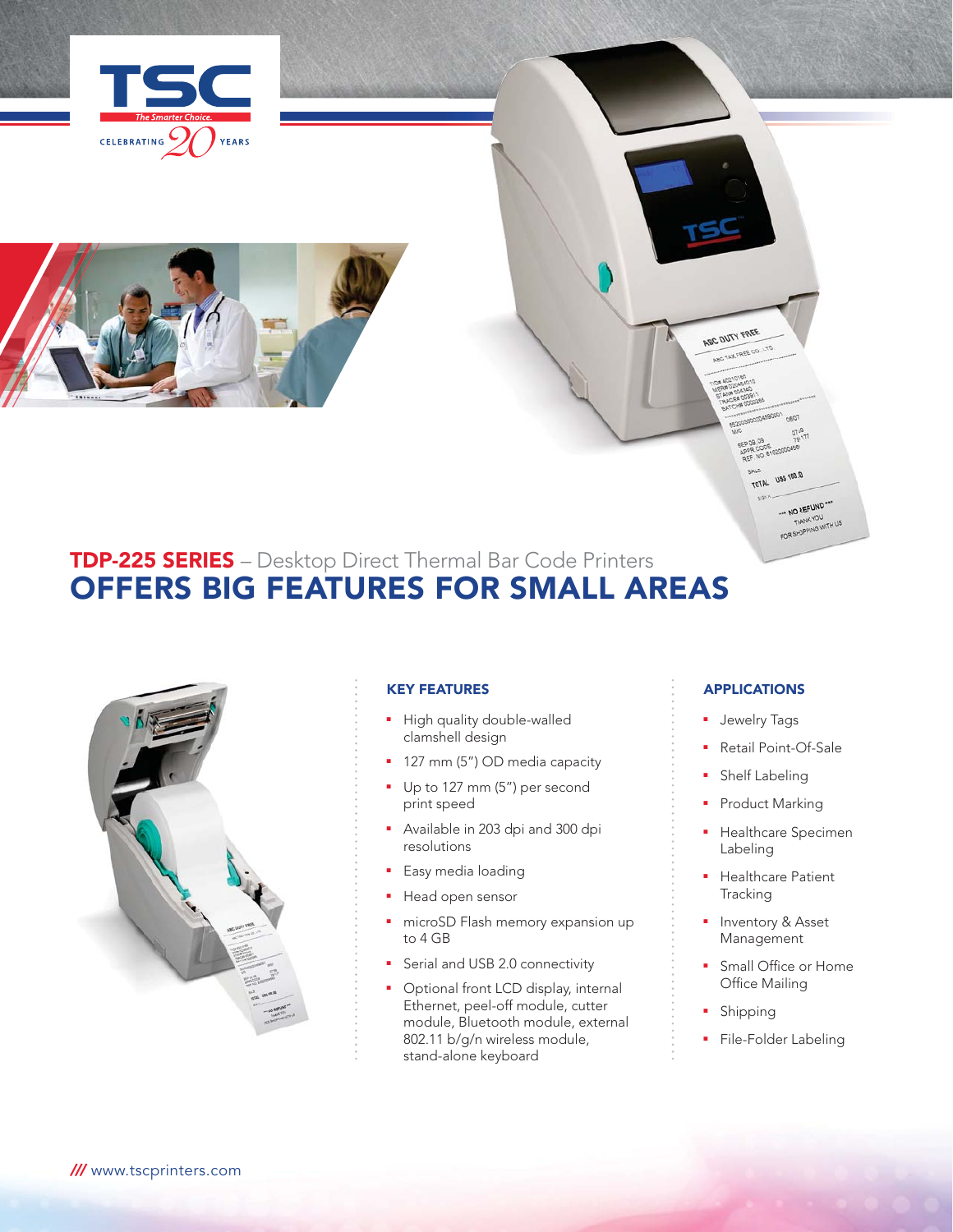TSC

The Smarter Choice.

CELEBRATING 20 YEARS

# TDP-225 SERIES – Desktop Direct Thermal Bar Code Printers

# OFFERS BIG FEATURES FOR SMALL AREAS

## KEY FEATURES

- High quality double-walled clamshell design
- 127 mm (5") OD media capacity
- Up to 127 mm (5") per second print speed
- Available in 203 dpi and 300 dpi resolutions
- Easy media loading
- Head open sensor
- microSD Flash memory expansion up to 4 GB
- Serial and USB 2.0 connectivity
- Optional front LCD display, internal Ethernet, peel-off module, cutter module, Bluetooth module, external 802.11 b/g/n wireless module, stand-alone keyboard

## APPLICATIONS

- Jewelry Tags
- Retail Point-Of-Sale
- Shelf Labeling
- Product Marking
- Healthcare Specimen Labeling
- Healthcare Patient Tracking
- Inventory & Asset Management
- Small Office or Home Office Mailing
- Shipping
- File-Folder Labeling

/// www.tscprinters.com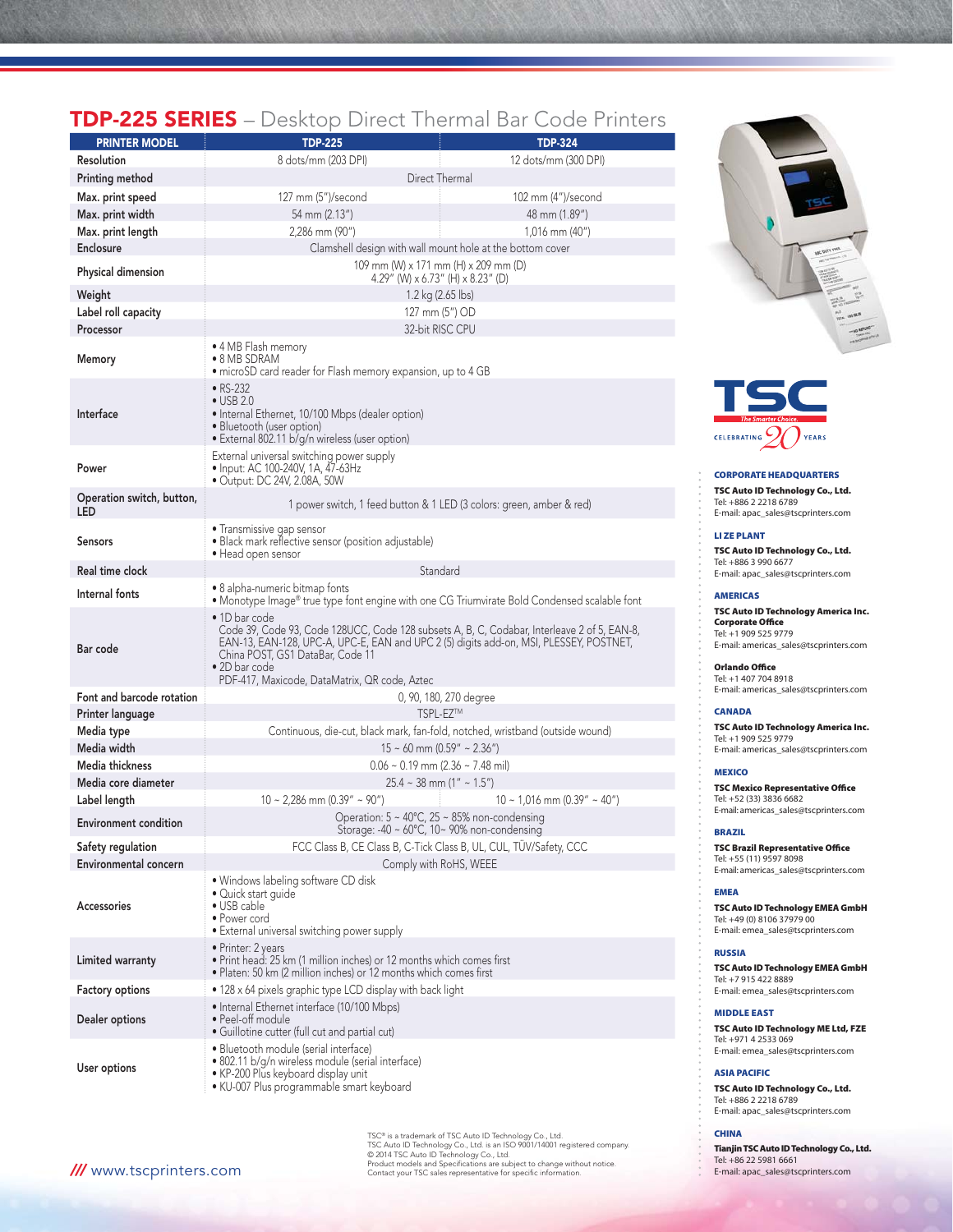## TDP-225 SERIES – Desktop Direct Thermal Bar Code Printers

| PRINTER MODEL | TDP-225 | TDP-324 |
|---|---|---|
| Resolution | 8 dots/mm (203 DPI) | 12 dots/mm (300 DPI) |
| Printing method | Direct Thermal | |
| Max. print speed | 127 mm (5")/second | 102 mm (4")/second |
| Max. print width | 54 mm (2.13") | 48 mm (1.89") |
| Max. print length | 2,286 mm (90") | 1,016 mm (40") |
| Enclosure | Clamshell design with wall mount hole at the bottom cover | |
| Physical dimension | 109 mm (W) x 171 mm (H) x 209 mm (D)<br>4.29" (W) x 6.73" (H) x 8.23" (D) | |
| Weight | 1.2 kg (2.65 lbs) | |
| Label roll capacity | 127 mm (5") OD | |
| Processor | 32-bit RISC CPU | |
| Memory | • 4 MB Flash memory<br>• 8 MB SDRAM<br>• microSD card reader for Flash memory expansion, up to 4 GB | |
| Interface | • RS-232<br>• USB 2.0<br>• Internal Ethernet, 10/100 Mbps (dealer option)<br>• Bluetooth (user option)<br>• External 802.11 b/g/n wireless (user option) | |
| Power | External universal switching power supply<br>• Input: AC 100-240V, 1A, 47-63Hz<br>• Output: DC 24V, 2.08A, 50W | |
| Operation switch, button, LED | 1 power switch, 1 feed button & 1 LED (3 colors: green, amber & red) | |
| Sensors | • Transmissive gap sensor<br>• Black mark reflective sensor (position adjustable)<br>• Head open sensor | |
| Real time clock | Standard | |
| Internal fonts | • 8 alpha-numeric bitmap fonts<br>• Monotype Image® true type font engine with one CG Triumvirate Bold Condensed scalable font | |
| Bar code | • 1D bar code<br>Code 39, Code 93, Code 128UCC, Code 128 subsets A, B, C, Codabar, Interleave 2 of 5, EAN-8, EAN-13, EAN-128, UPC-A, UPC-E, EAN and UPC 2 (5) digits add-on, MSI, PLESSEY, POSTNET, China POST, GS1 DataBar, Code 11<br>• 2D bar code<br>PDF-417, Maxicode, DataMatrix, QR code, Aztec | |
| Font and barcode rotation | 0, 90, 180, 270 degree | |
| Printer language | TSPL-EZ™ | |
| Media type | Continuous, die-cut, black mark, fan-fold, notched, wristband (outside wound) | |
| Media width | 15 ~ 60 mm (0.59" ~ 2.36") | |
| Media thickness | 0.06 ~ 0.19 mm (2.36 ~ 7.48 mil) | |
| Media core diameter | 25.4 ~ 38 mm (1" ~ 1.5") | |
| Label length | 10 ~ 2,286 mm (0.39" ~ 90") | 10 ~ 1,016 mm (0.39" ~ 40") |
| Environment condition | Operation: 5 ~ 40°C, 25 ~ 85% non-condensing<br>Storage: -40 ~ 60°C, 10~ 90% non-condensing | |
| Safety regulation | FCC Class B, CE Class B, C-Tick Class B, UL, CUL, TÜV/Safety, CCC | |
| Environmental concern | Comply with RoHS, WEEE | |
| Accessories | • Windows labeling software CD disk<br>• Quick start guide<br>• USB cable<br>• Power cord<br>• External universal switching power supply | |
| Limited warranty | • Printer: 2 years<br>• Print head: 25 km (1 million inches) or 12 months which comes first<br>• Platen: 50 km (2 million inches) or 12 months which comes first | |
| Factory options | • 128 x 64 pixels graphic type LCD display with back light | |
| Dealer options | • Internal Ethernet interface (10/100 Mbps)<br>• Peel-off module<br>• Guillotine cutter (full cut and partial cut) | |
| User options | • Bluetooth module (serial interface)<br>• 802.11 b/g/n wireless module (serial interface)<br>• KP-200 Plus keyboard display unit<br>• KU-007 Plus programmable smart keyboard | |

TSC The Smarter Choice. CELEBRATING 20 YEARS

**CORPORATE HEADQUARTERS**
**TSC Auto ID Technology Co., Ltd.**
Tel: +886 2 2218 6789
E-mail: apac_sales@tscprinters.com

**LI ZE PLANT**
**TSC Auto ID Technology Co., Ltd.**
Tel: +886 3 990 6677
E-mail: apac_sales@tscprinters.com

**AMERICAS**
**TSC Auto ID Technology America Inc.**
**Corporate Office**
Tel: +1 909 525 9779
E-mail: americas_sales@tscprinters.com

**Orlando Office**
Tel: +1 407 704 8918
E-mail: americas_sales@tscprinters.com

**CANADA**
**TSC Auto ID Technology America Inc.**
Tel: +1 909 525 9779
E-mail: americas_sales@tscprinters.com

**MEXICO**
**TSC Mexico Representative Office**
Tel: +52 (33) 3836 6682
E-mail: americas_sales@tscprinters.com

**BRAZIL**
**TSC Brazil Representative Office**
Tel: +55 (11) 9597 8098
E-mail: americas_sales@tscprinters.com

**EMEA**
**TSC Auto ID Technology EMEA GmbH**
Tel: +49 (0) 8106 37979 00
E-mail: emea_sales@tscprinters.com

**RUSSIA**
**TSC Auto ID Technology EMEA GmbH**
Tel: +7 915 422 8889
E-mail: emea_sales@tscprinters.com

**MIDDLE EAST**
**TSC Auto ID Technology ME Ltd, FZE**
Tel: +971 4 2533 069
E-mail: emea_sales@tscprinters.com

**ASIA PACIFIC**
**TSC Auto ID Technology Co., Ltd.**
Tel: +886 2 2218 6789
E-mail: apac_sales@tscprinters.com

**CHINA**
**Tianjin TSC Auto ID Technology Co., Ltd.**
Tel: +86 22 5981 6661
E-mail: apac_sales@tscprinters.com

/// www.tscprinters.com

TSC® is a trademark of TSC Auto ID Technology Co., Ltd.
TSC Auto ID Technology Co., Ltd. is an ISO 9001/14001 registered company.
© 2014 TSC Auto ID Technology Co., Ltd.
Product models and Specifications are subject to change without notice.
Contact your TSC sales representative for specific information.